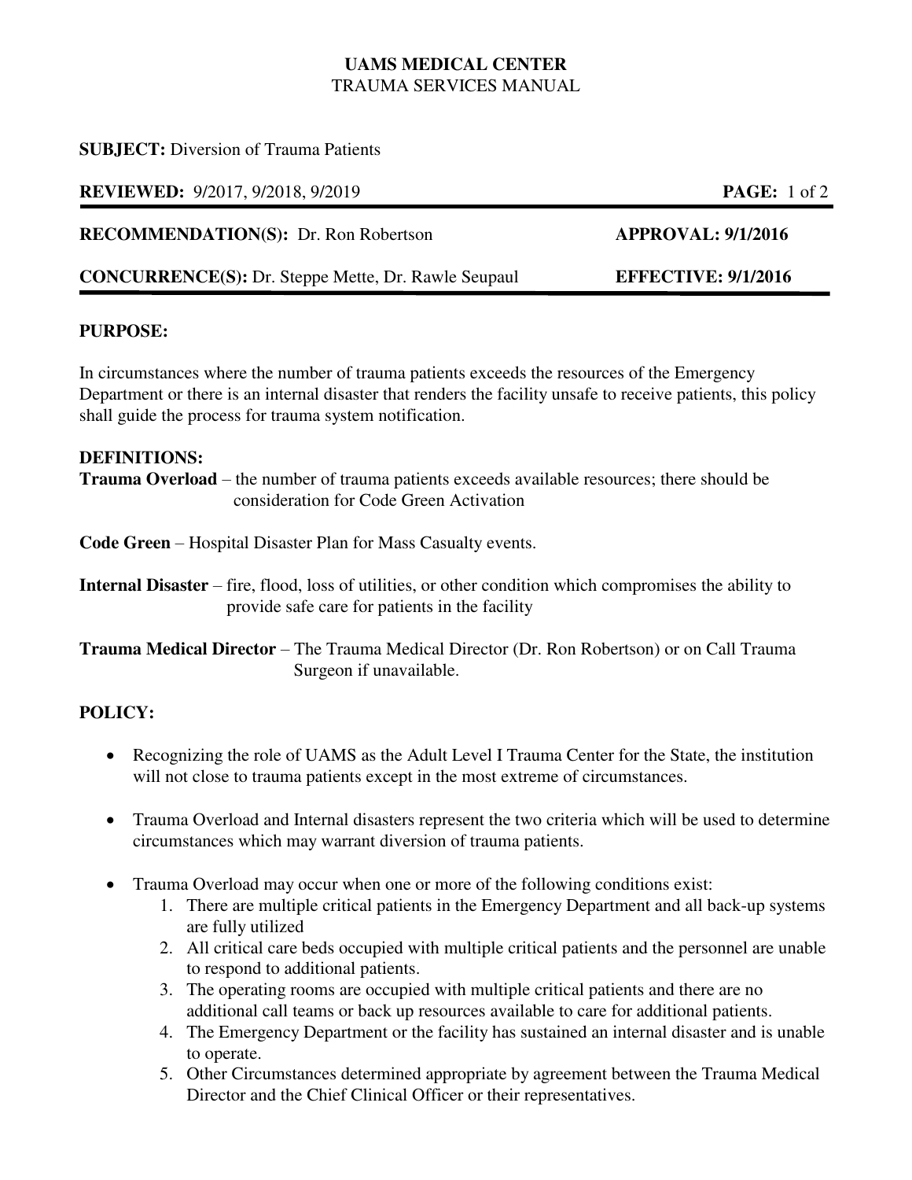**UAMS MEDICAL CENTER**
TRAUMA SERVICES MANUAL

**SUBJECT:** Diversion of Trauma Patients

**REVIEWED:** 9/2017, 9/2018, 9/2019

**RECOMMENDATION(S):** Dr. Ron Robertson — **APPROVAL: 9/1/2016**

**CONCURRENCE(S):** Dr. Steppe Mette, Dr. Rawle Seupaul — **EFFECTIVE: 9/1/2016**

---

## PURPOSE:

In circumstances where the number of trauma patients exceeds the resources of the Emergency Department or there is an internal disaster that renders the facility unsafe to receive patients, this policy shall guide the process for trauma system notification.

## DEFINITIONS:

**Trauma Overload** – the number of trauma patients exceeds available resources; there should be consideration for Code Green Activation

**Code Green** – Hospital Disaster Plan for Mass Casualty events.

**Internal Disaster** – fire, flood, loss of utilities, or other condition which compromises the ability to provide safe care for patients in the facility

**Trauma Medical Director** – The Trauma Medical Director (Dr. Ron Robertson) or on Call Trauma Surgeon if unavailable.

## POLICY:

- Recognizing the role of UAMS as the Adult Level I Trauma Center for the State, the institution will not close to trauma patients except in the most extreme of circumstances.
- Trauma Overload and Internal disasters represent the two criteria which will be used to determine circumstances which may warrant diversion of trauma patients.
- Trauma Overload may occur when one or more of the following conditions exist:
  1. There are multiple critical patients in the Emergency Department and all back-up systems are fully utilized
  2. All critical care beds occupied with multiple critical patients and the personnel are unable to respond to additional patients.
  3. The operating rooms are occupied with multiple critical patients and there are no additional call teams or back up resources available to care for additional patients.
  4. The Emergency Department or the facility has sustained an internal disaster and is unable to operate.
  5. Other Circumstances determined appropriate by agreement between the Trauma Medical Director and the Chief Clinical Officer or their representatives.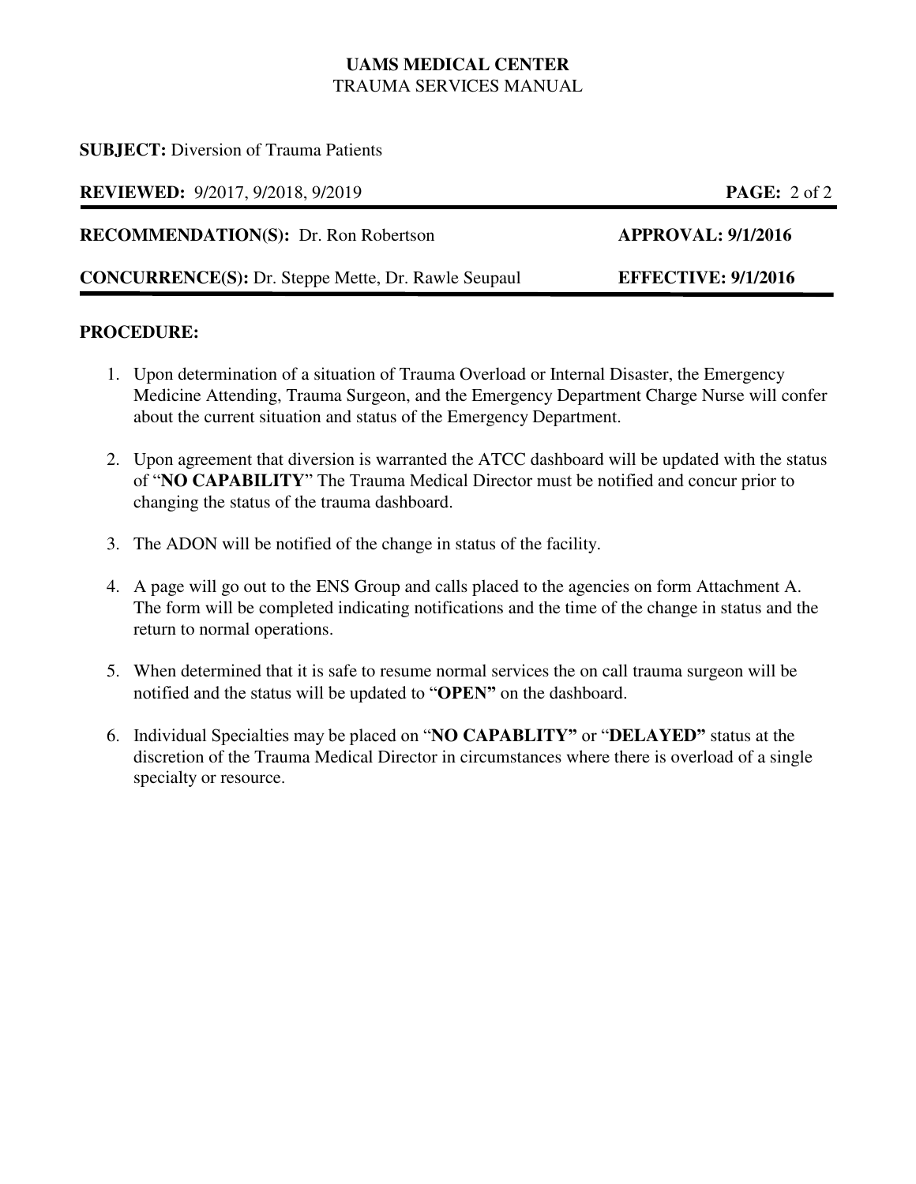**UAMS MEDICAL CENTER**
TRAUMA SERVICES MANUAL

**SUBJECT:** Diversion of Trauma Patients

**REVIEWED:** 9/2017, 9/2018, 9/2019

**RECOMMENDATION(S):** Dr. Ron Robertson — **APPROVAL: 9/1/2016**

**CONCURRENCE(S):** Dr. Steppe Mette, Dr. Rawle Seupaul — **EFFECTIVE: 9/1/2016**

---

**PROCEDURE:**

1. Upon determination of a situation of Trauma Overload or Internal Disaster, the Emergency Medicine Attending, Trauma Surgeon, and the Emergency Department Charge Nurse will confer about the current situation and status of the Emergency Department.

2. Upon agreement that diversion is warranted the ATCC dashboard will be updated with the status of "**NO CAPABILITY**" The Trauma Medical Director must be notified and concur prior to changing the status of the trauma dashboard.

3. The ADON will be notified of the change in status of the facility.

4. A page will go out to the ENS Group and calls placed to the agencies on form Attachment A. The form will be completed indicating notifications and the time of the change in status and the return to normal operations.

5. When determined that it is safe to resume normal services the on call trauma surgeon will be notified and the status will be updated to "**OPEN"** on the dashboard.

6. Individual Specialties may be placed on "**NO CAPABLITY"** or "**DELAYED"** status at the discretion of the Trauma Medical Director in circumstances where there is overload of a single specialty or resource.